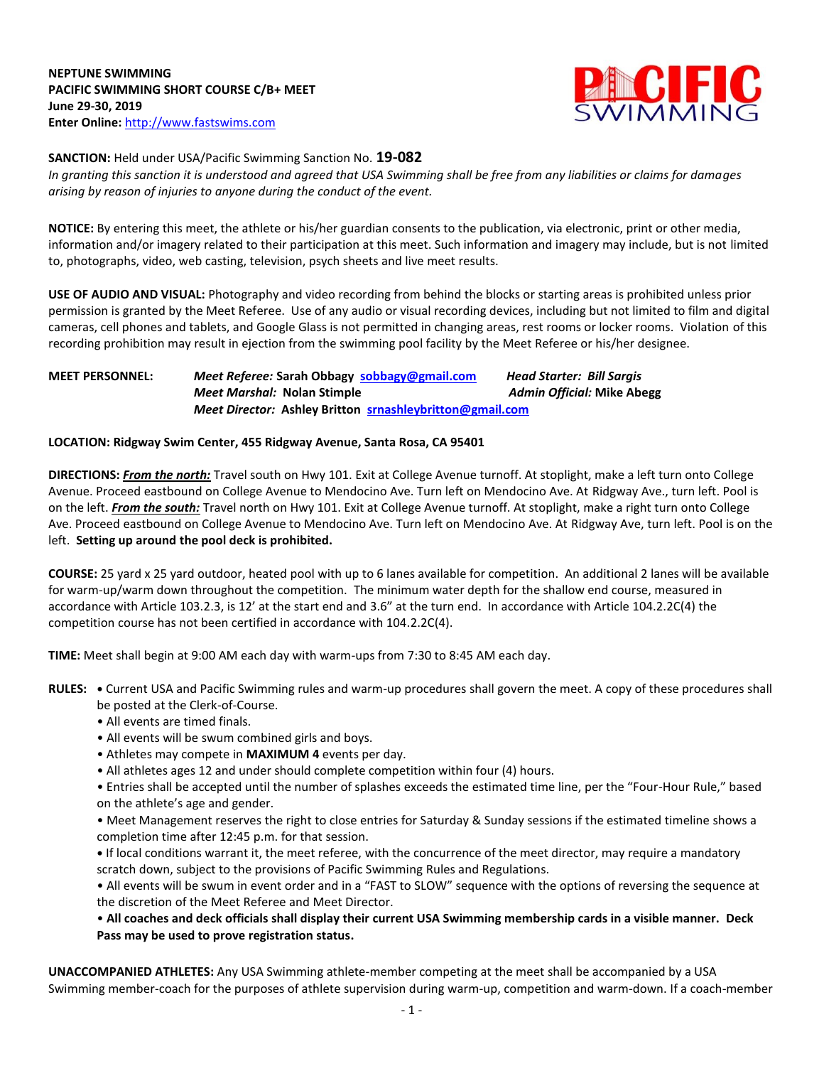**NEPTUNE SWIMMING**
**PACIFIC SWIMMING SHORT COURSE C/B+ MEET**
**June 29-30, 2019**
**Enter Online:** http://www.fastswims.com

**SANCTION:** Held under USA/Pacific Swimming Sanction No. **19-082**
*In granting this sanction it is understood and agreed that USA Swimming shall be free from any liabilities or claims for damages arising by reason of injuries to anyone during the conduct of the event.*

**NOTICE:** By entering this meet, the athlete or his/her guardian consents to the publication, via electronic, print or other media, information and/or imagery related to their participation at this meet. Such information and imagery may include, but is not limited to, photographs, video, web casting, television, psych sheets and live meet results.

**USE OF AUDIO AND VISUAL:** Photography and video recording from behind the blocks or starting areas is prohibited unless prior permission is granted by the Meet Referee. Use of any audio or visual recording devices, including but not limited to film and digital cameras, cell phones and tablets, and Google Glass is not permitted in changing areas, rest rooms or locker rooms. Violation of this recording prohibition may result in ejection from the swimming pool facility by the Meet Referee or his/her designee.

**MEET PERSONNEL:** *Meet Referee:* **Sarah Obbagy** sobbagy@gmail.com *Head Starter: Bill Sargis*
*Meet Marshal:* **Nolan Stimple** *Admin Official:* **Mike Abegg**
*Meet Director:* **Ashley Britton** srnashleybritton@gmail.com

**LOCATION: Ridgway Swim Center, 455 Ridgway Avenue, Santa Rosa, CA 95401**

**DIRECTIONS:** ***From the north:*** Travel south on Hwy 101. Exit at College Avenue turnoff. At stoplight, make a left turn onto College Avenue. Proceed eastbound on College Avenue to Mendocino Ave. Turn left on Mendocino Ave. At Ridgway Ave., turn left. Pool is on the left. ***From the south:*** Travel north on Hwy 101. Exit at College Avenue turnoff. At stoplight, make a right turn onto College Ave. Proceed eastbound on College Avenue to Mendocino Ave. Turn left on Mendocino Ave. At Ridgway Ave, turn left. Pool is on the left. **Setting up around the pool deck is prohibited.**

**COURSE:** 25 yard x 25 yard outdoor, heated pool with up to 6 lanes available for competition. An additional 2 lanes will be available for warm-up/warm down throughout the competition. The minimum water depth for the shallow end course, measured in accordance with Article 103.2.3, is 12' at the start end and 3.6" at the turn end. In accordance with Article 104.2.2C(4) the competition course has not been certified in accordance with 104.2.2C(4).

**TIME:** Meet shall begin at 9:00 AM each day with warm-ups from 7:30 to 8:45 AM each day.

**RULES:**

- Current USA and Pacific Swimming rules and warm-up procedures shall govern the meet. A copy of these procedures shall be posted at the Clerk-of-Course.
- All events are timed finals.
- All events will be swum combined girls and boys.
- Athletes may compete in **MAXIMUM 4** events per day.
- All athletes ages 12 and under should complete competition within four (4) hours.
- Entries shall be accepted until the number of splashes exceeds the estimated time line, per the "Four-Hour Rule," based on the athlete's age and gender.
- Meet Management reserves the right to close entries for Saturday & Sunday sessions if the estimated timeline shows a completion time after 12:45 p.m. for that session.
- If local conditions warrant it, the meet referee, with the concurrence of the meet director, may require a mandatory scratch down, subject to the provisions of Pacific Swimming Rules and Regulations.
- All events will be swum in event order and in a "FAST to SLOW" sequence with the options of reversing the sequence at the discretion of the Meet Referee and Meet Director.
- **All coaches and deck officials shall display their current USA Swimming membership cards in a visible manner. Deck Pass may be used to prove registration status.**

**UNACCOMPANIED ATHLETES:** Any USA Swimming athlete-member competing at the meet shall be accompanied by a USA Swimming member-coach for the purposes of athlete supervision during warm-up, competition and warm-down. If a coach-member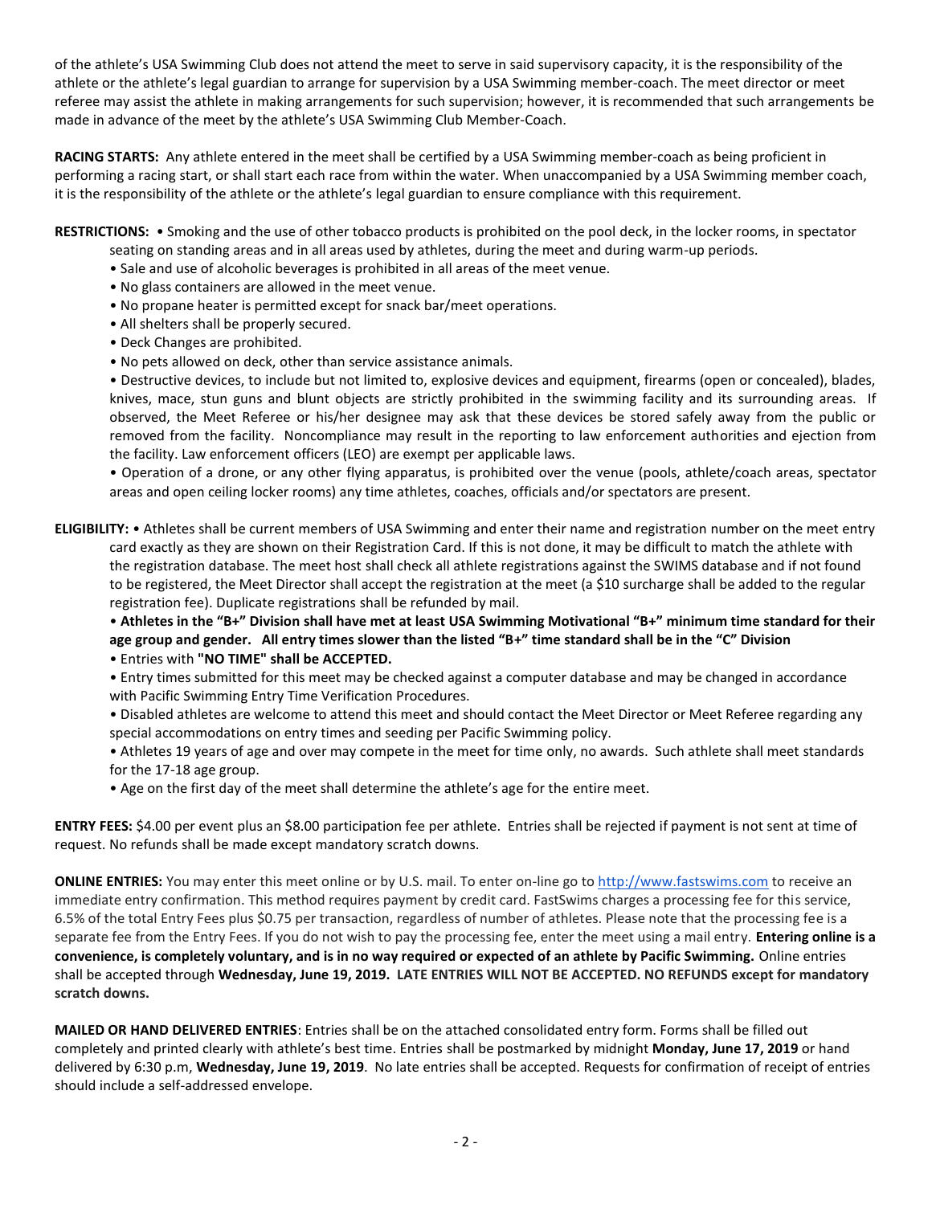of the athlete's USA Swimming Club does not attend the meet to serve in said supervisory capacity, it is the responsibility of the athlete or the athlete's legal guardian to arrange for supervision by a USA Swimming member-coach. The meet director or meet referee may assist the athlete in making arrangements for such supervision; however, it is recommended that such arrangements be made in advance of the meet by the athlete's USA Swimming Club Member-Coach.

**RACING STARTS:** Any athlete entered in the meet shall be certified by a USA Swimming member-coach as being proficient in performing a racing start, or shall start each race from within the water. When unaccompanied by a USA Swimming member coach, it is the responsibility of the athlete or the athlete's legal guardian to ensure compliance with this requirement.

**RESTRICTIONS:** • Smoking and the use of other tobacco products is prohibited on the pool deck, in the locker rooms, in spectator seating on standing areas and in all areas used by athletes, during the meet and during warm-up periods.

- Sale and use of alcoholic beverages is prohibited in all areas of the meet venue.
- No glass containers are allowed in the meet venue.
- No propane heater is permitted except for snack bar/meet operations.
- All shelters shall be properly secured.
- Deck Changes are prohibited.
- No pets allowed on deck, other than service assistance animals.
- Destructive devices, to include but not limited to, explosive devices and equipment, firearms (open or concealed), blades, knives, mace, stun guns and blunt objects are strictly prohibited in the swimming facility and its surrounding areas. If observed, the Meet Referee or his/her designee may ask that these devices be stored safely away from the public or removed from the facility. Noncompliance may result in the reporting to law enforcement authorities and ejection from the facility. Law enforcement officers (LEO) are exempt per applicable laws.
- Operation of a drone, or any other flying apparatus, is prohibited over the venue (pools, athlete/coach areas, spectator areas and open ceiling locker rooms) any time athletes, coaches, officials and/or spectators are present.

**ELIGIBILITY:** • Athletes shall be current members of USA Swimming and enter their name and registration number on the meet entry card exactly as they are shown on their Registration Card. If this is not done, it may be difficult to match the athlete with the registration database. The meet host shall check all athlete registrations against the SWIMS database and if not found to be registered, the Meet Director shall accept the registration at the meet (a $10 surcharge shall be added to the regular registration fee). Duplicate registrations shall be refunded by mail.

- **Athletes in the "B+" Division shall have met at least USA Swimming Motivational "B+" minimum time standard for their age group and gender. All entry times slower than the listed "B+" time standard shall be in the "C" Division**
- Entries with **"NO TIME" shall be ACCEPTED.**
- Entry times submitted for this meet may be checked against a computer database and may be changed in accordance with Pacific Swimming Entry Time Verification Procedures.
- Disabled athletes are welcome to attend this meet and should contact the Meet Director or Meet Referee regarding any special accommodations on entry times and seeding per Pacific Swimming policy.
- Athletes 19 years of age and over may compete in the meet for time only, no awards. Such athlete shall meet standards for the 17-18 age group.
- Age on the first day of the meet shall determine the athlete's age for the entire meet.

**ENTRY FEES:** $4.00 per event plus an $8.00 participation fee per athlete. Entries shall be rejected if payment is not sent at time of request. No refunds shall be made except mandatory scratch downs.

**ONLINE ENTRIES:** You may enter this meet online or by U.S. mail. To enter on-line go to http://www.fastswims.com to receive an immediate entry confirmation. This method requires payment by credit card. FastSwims charges a processing fee for this service, 6.5% of the total Entry Fees plus $0.75 per transaction, regardless of number of athletes. Please note that the processing fee is a separate fee from the Entry Fees. If you do not wish to pay the processing fee, enter the meet using a mail entry. **Entering online is a convenience, is completely voluntary, and is in no way required or expected of an athlete by Pacific Swimming.** Online entries shall be accepted through **Wednesday, June 19, 2019. LATE ENTRIES WILL NOT BE ACCEPTED. NO REFUNDS except for mandatory scratch downs.**

**MAILED OR HAND DELIVERED ENTRIES**: Entries shall be on the attached consolidated entry form. Forms shall be filled out completely and printed clearly with athlete's best time. Entries shall be postmarked by midnight **Monday, June 17, 2019** or hand delivered by 6:30 p.m, **Wednesday, June 19, 2019**. No late entries shall be accepted. Requests for confirmation of receipt of entries should include a self-addressed envelope.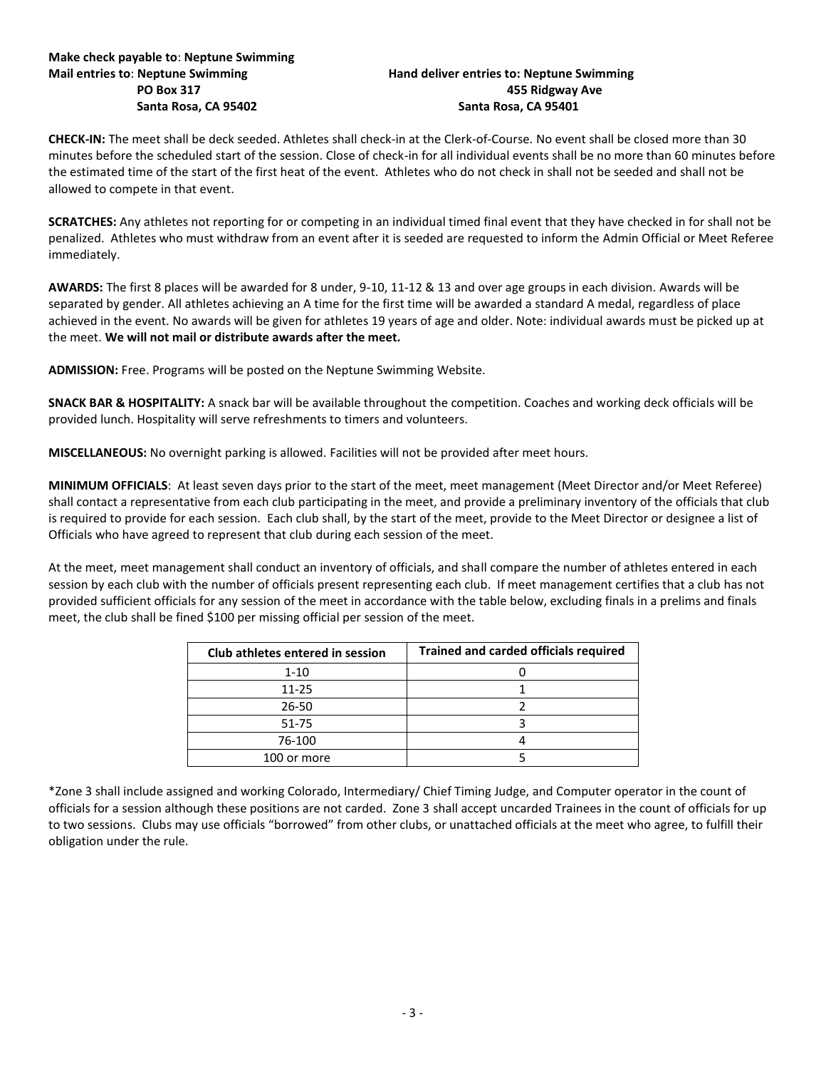**Make check payable to**: **Neptune Swimming**

**Mail entries to**: **Neptune Swimming**
**PO Box 317**
**Santa Rosa, CA 95402**

**Hand deliver entries to: Neptune Swimming**
**455 Ridgway Ave**
**Santa Rosa, CA 95401**

**CHECK-IN:** The meet shall be deck seeded. Athletes shall check-in at the Clerk-of-Course. No event shall be closed more than 30 minutes before the scheduled start of the session. Close of check-in for all individual events shall be no more than 60 minutes before the estimated time of the start of the first heat of the event. Athletes who do not check in shall not be seeded and shall not be allowed to compete in that event.

**SCRATCHES:** Any athletes not reporting for or competing in an individual timed final event that they have checked in for shall not be penalized. Athletes who must withdraw from an event after it is seeded are requested to inform the Admin Official or Meet Referee immediately.

**AWARDS:** The first 8 places will be awarded for 8 under, 9-10, 11-12 & 13 and over age groups in each division. Awards will be separated by gender. All athletes achieving an A time for the first time will be awarded a standard A medal, regardless of place achieved in the event. No awards will be given for athletes 19 years of age and older. Note: individual awards must be picked up at the meet. **We will not mail or distribute awards after the meet.**

**ADMISSION:** Free. Programs will be posted on the Neptune Swimming Website.

**SNACK BAR & HOSPITALITY:** A snack bar will be available throughout the competition. Coaches and working deck officials will be provided lunch. Hospitality will serve refreshments to timers and volunteers.

**MISCELLANEOUS:** No overnight parking is allowed. Facilities will not be provided after meet hours.

**MINIMUM OFFICIALS**: At least seven days prior to the start of the meet, meet management (Meet Director and/or Meet Referee) shall contact a representative from each club participating in the meet, and provide a preliminary inventory of the officials that club is required to provide for each session. Each club shall, by the start of the meet, provide to the Meet Director or designee a list of Officials who have agreed to represent that club during each session of the meet.

At the meet, meet management shall conduct an inventory of officials, and shall compare the number of athletes entered in each session by each club with the number of officials present representing each club. If meet management certifies that a club has not provided sufficient officials for any session of the meet in accordance with the table below, excluding finals in a prelims and finals meet, the club shall be fined $100 per missing official per session of the meet.

| Club athletes entered in session | Trained and carded officials required |
|---|---|
| 1-10 | 0 |
| 11-25 | 1 |
| 26-50 | 2 |
| 51-75 | 3 |
| 76-100 | 4 |
| 100 or more | 5 |

*Zone 3 shall include assigned and working Colorado, Intermediary/ Chief Timing Judge, and Computer operator in the count of officials for a session although these positions are not carded. Zone 3 shall accept uncarded Trainees in the count of officials for up to two sessions. Clubs may use officials "borrowed" from other clubs, or unattached officials at the meet who agree, to fulfill their obligation under the rule.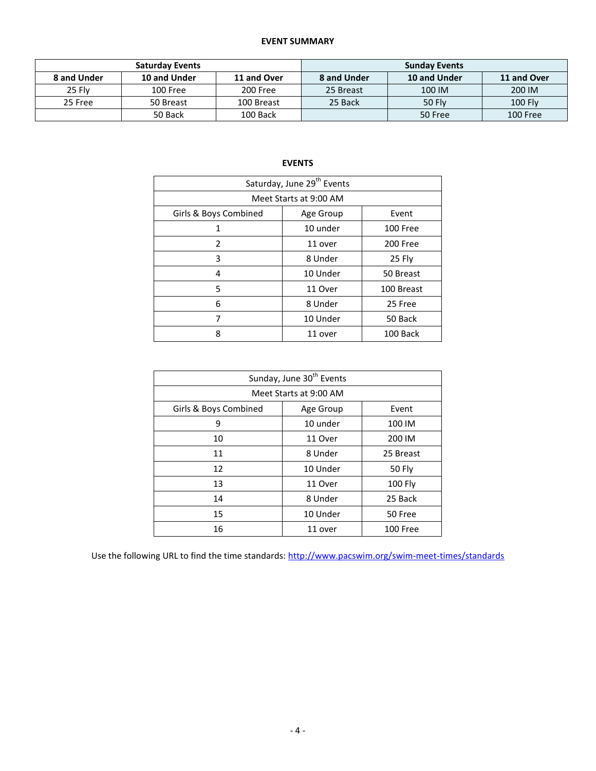**EVENT SUMMARY**

| Saturday Events | | | Sunday Events | | |
|---|---|---|---|---|---|
| **8 and Under** | **10 and Under** | **11 and Over** | **8 and Under** | **10 and Under** | **11 and Over** |
| 25 Fly | 100 Free | 200 Free | 25 Breast | 100 IM | 200 IM |
| 25 Free | 50 Breast | 100 Breast | 25 Back | 50 Fly | 100 Fly |
| | 50 Back | 100 Back | | 50 Free | 100 Free |

**EVENTS**

| Saturday, June 29th Events | | |
|---|---|---|
| Meet Starts at 9:00 AM | | |
| Girls & Boys Combined | Age Group | Event |
| 1 | 10 under | 100 Free |
| 2 | 11 over | 200 Free |
| 3 | 8 Under | 25 Fly |
| 4 | 10 Under | 50 Breast |
| 5 | 11 Over | 100 Breast |
| 6 | 8 Under | 25 Free |
| 7 | 10 Under | 50 Back |
| 8 | 11 over | 100 Back |

| Sunday, June 30th Events | | |
|---|---|---|
| Meet Starts at 9:00 AM | | |
| Girls & Boys Combined | Age Group | Event |
| 9 | 10 under | 100 IM |
| 10 | 11 Over | 200 IM |
| 11 | 8 Under | 25 Breast |
| 12 | 10 Under | 50 Fly |
| 13 | 11 Over | 100 Fly |
| 14 | 8 Under | 25 Back |
| 15 | 10 Under | 50 Free |
| 16 | 11 over | 100 Free |

Use the following URL to find the time standards: http://www.pacswim.org/swim-meet-times/standards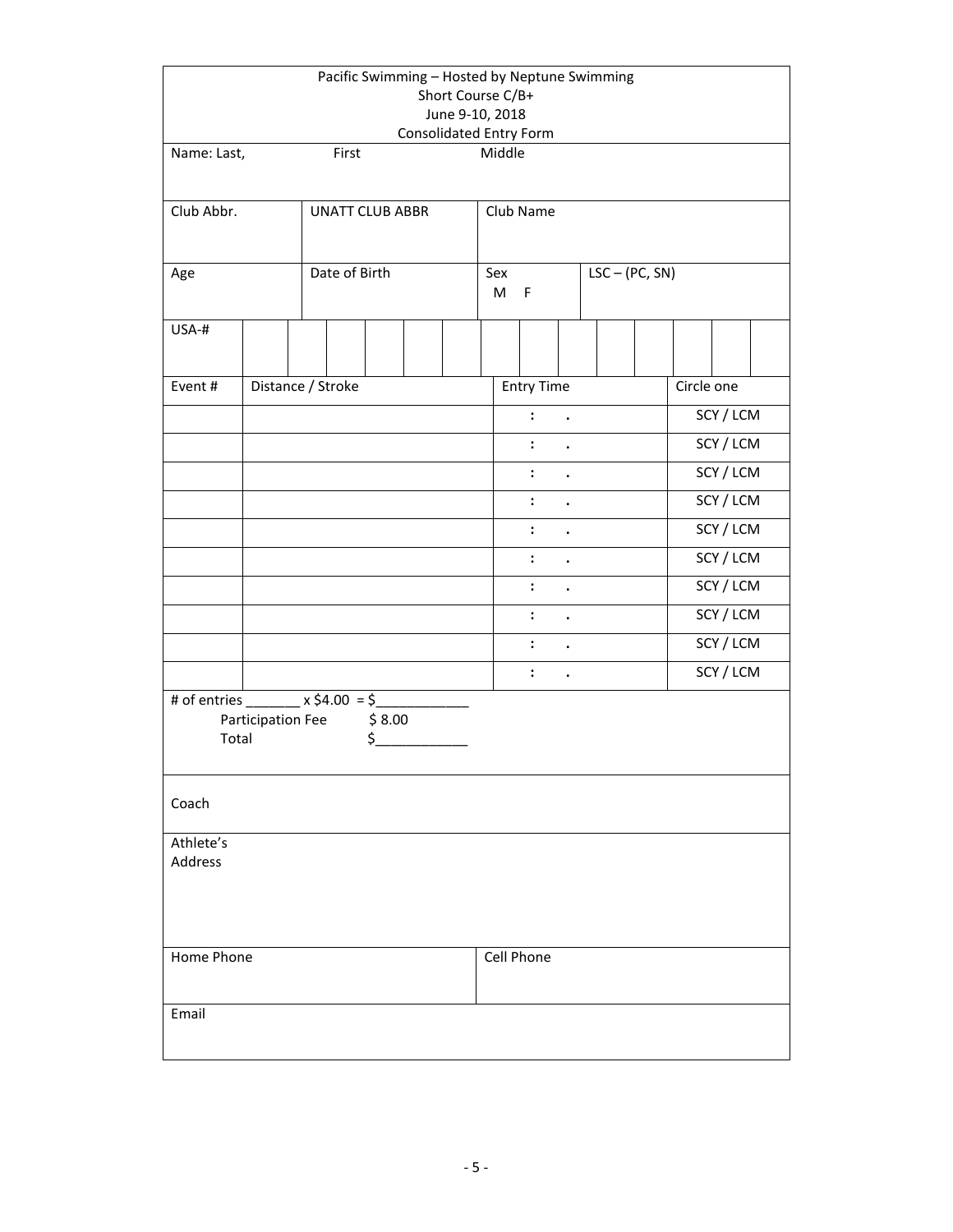Pacific Swimming – Hosted by Neptune Swimming
Short Course C/B+
June 9-10, 2018
Consolidated Entry Form

| Name: Last, | First | Middle |
|---|---|---|
| | | |

| Club Abbr. | UNATT CLUB ABBR | Club Name |
|---|---|---|
| | | |

| Age | Date of Birth | Sex M F | LSC – (PC, SN) |
|---|---|---|---|
| | | | |

| USA-# | | | | | | | | | | | | | | |
|---|---|---|---|---|---|---|---|---|---|---|---|---|---|---|
| | | | | | | | | | | | | | | |

| Event # | Distance / Stroke | Entry Time | Circle one |
|---|---|---|---|
| | | : . | SCY / LCM |
| | | : . | SCY / LCM |
| | | : . | SCY / LCM |
| | | : . | SCY / LCM |
| | | : . | SCY / LCM |
| | | : . | SCY / LCM |
| | | : . | SCY / LCM |
| | | : . | SCY / LCM |
| | | : . | SCY / LCM |
| | | : . | SCY / LCM |

# of entries _______ x $4.00 = $____________
Participation Fee $ 8.00
Total $____________

Coach

Athlete's Address

| Home Phone | Cell Phone |
|---|---|
| | |

Email